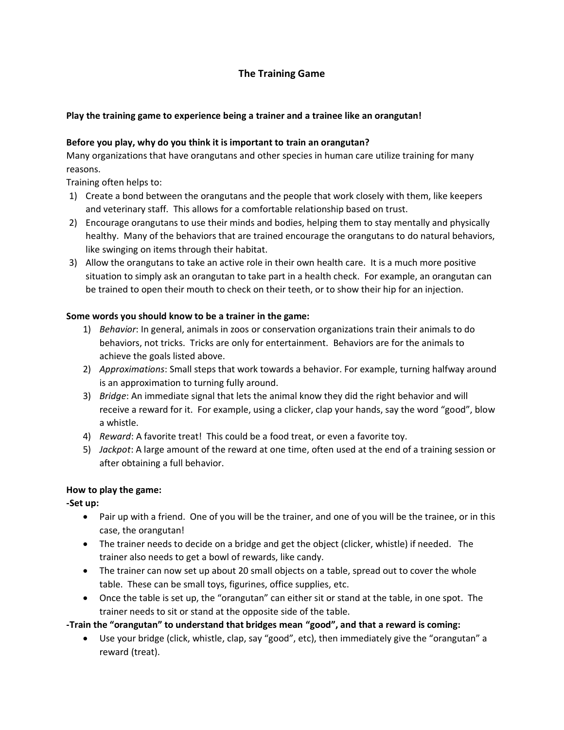# The Training Game

**Play the training game to experience being a trainer and a trainee like an orangutan!**

**Before you play, why do you think it is important to train an orangutan?**

Many organizations that have orangutans and other species in human care utilize training for many reasons.

Training often helps to:

1) Create a bond between the orangutans and the people that work closely with them, like keepers and veterinary staff. This allows for a comfortable relationship based on trust.
2) Encourage orangutans to use their minds and bodies, helping them to stay mentally and physically healthy. Many of the behaviors that are trained encourage the orangutans to do natural behaviors, like swinging on items through their habitat.
3) Allow the orangutans to take an active role in their own health care. It is a much more positive situation to simply ask an orangutan to take part in a health check. For example, an orangutan can be trained to open their mouth to check on their teeth, or to show their hip for an injection.

**Some words you should know to be a trainer in the game:**

1) *Behavior*: In general, animals in zoos or conservation organizations train their animals to do behaviors, not tricks. Tricks are only for entertainment. Behaviors are for the animals to achieve the goals listed above.
2) *Approximations*: Small steps that work towards a behavior. For example, turning halfway around is an approximation to turning fully around.
3) *Bridge*: An immediate signal that lets the animal know they did the right behavior and will receive a reward for it. For example, using a clicker, clap your hands, say the word "good", blow a whistle.
4) *Reward*: A favorite treat! This could be a food treat, or even a favorite toy.
5) *Jackpot*: A large amount of the reward at one time, often used at the end of a training session or after obtaining a full behavior.

**How to play the game:**

**-Set up:**

- Pair up with a friend. One of you will be the trainer, and one of you will be the trainee, or in this case, the orangutan!
- The trainer needs to decide on a bridge and get the object (clicker, whistle) if needed. The trainer also needs to get a bowl of rewards, like candy.
- The trainer can now set up about 20 small objects on a table, spread out to cover the whole table. These can be small toys, figurines, office supplies, etc.
- Once the table is set up, the "orangutan" can either sit or stand at the table, in one spot. The trainer needs to sit or stand at the opposite side of the table.

**-Train the "orangutan" to understand that bridges mean "good", and that a reward is coming:**

- Use your bridge (click, whistle, clap, say "good", etc), then immediately give the "orangutan" a reward (treat).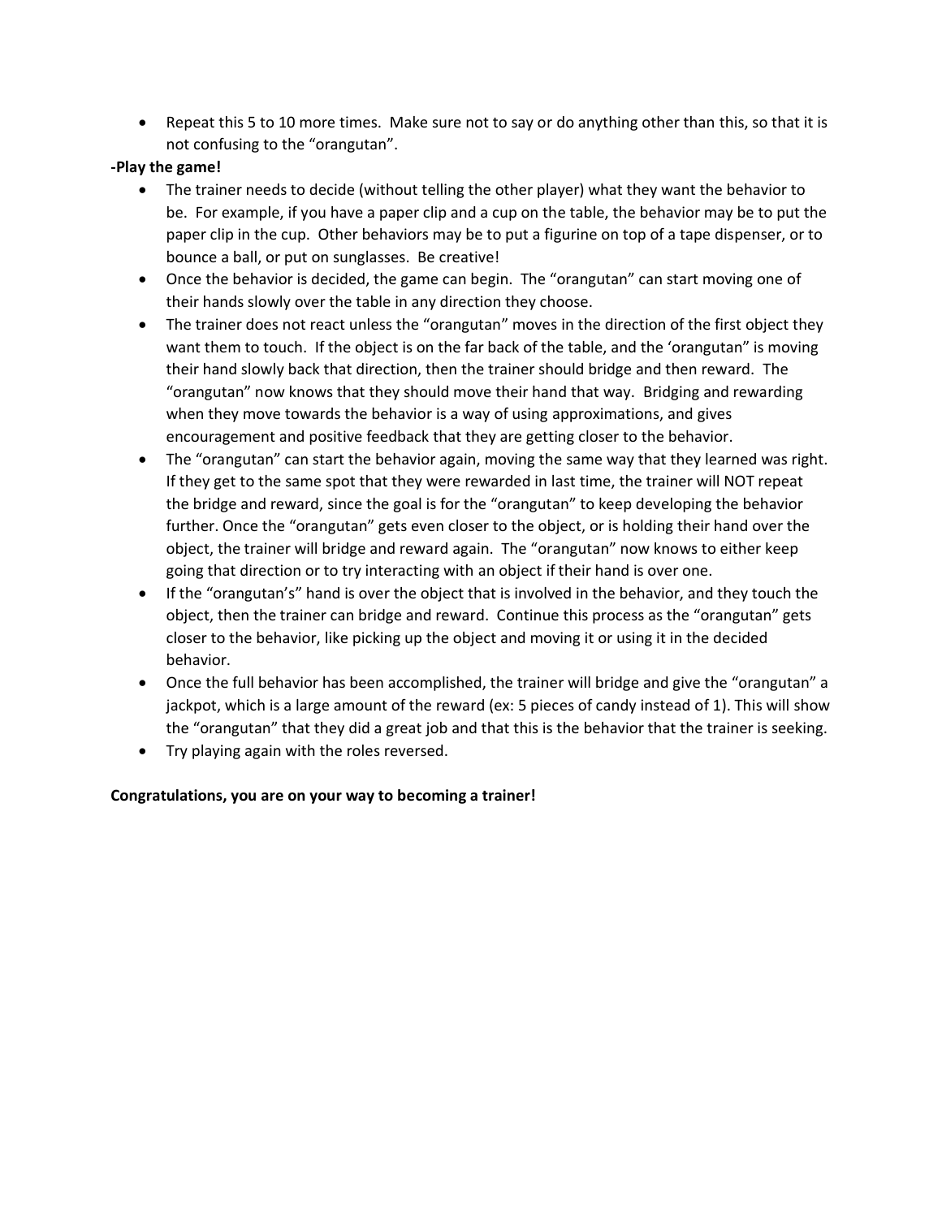- Repeat this 5 to 10 more times. Make sure not to say or do anything other than this, so that it is not confusing to the "orangutan".

**-Play the game!**

- The trainer needs to decide (without telling the other player) what they want the behavior to be. For example, if you have a paper clip and a cup on the table, the behavior may be to put the paper clip in the cup. Other behaviors may be to put a figurine on top of a tape dispenser, or to bounce a ball, or put on sunglasses. Be creative!
- Once the behavior is decided, the game can begin. The "orangutan" can start moving one of their hands slowly over the table in any direction they choose.
- The trainer does not react unless the "orangutan" moves in the direction of the first object they want them to touch. If the object is on the far back of the table, and the 'orangutan" is moving their hand slowly back that direction, then the trainer should bridge and then reward. The "orangutan" now knows that they should move their hand that way. Bridging and rewarding when they move towards the behavior is a way of using approximations, and gives encouragement and positive feedback that they are getting closer to the behavior.
- The "orangutan" can start the behavior again, moving the same way that they learned was right. If they get to the same spot that they were rewarded in last time, the trainer will NOT repeat the bridge and reward, since the goal is for the "orangutan" to keep developing the behavior further. Once the "orangutan" gets even closer to the object, or is holding their hand over the object, the trainer will bridge and reward again. The "orangutan" now knows to either keep going that direction or to try interacting with an object if their hand is over one.
- If the "orangutan's" hand is over the object that is involved in the behavior, and they touch the object, then the trainer can bridge and reward. Continue this process as the "orangutan" gets closer to the behavior, like picking up the object and moving it or using it in the decided behavior.
- Once the full behavior has been accomplished, the trainer will bridge and give the "orangutan" a jackpot, which is a large amount of the reward (ex: 5 pieces of candy instead of 1). This will show the "orangutan" that they did a great job and that this is the behavior that the trainer is seeking.
- Try playing again with the roles reversed.

**Congratulations, you are on your way to becoming a trainer!**